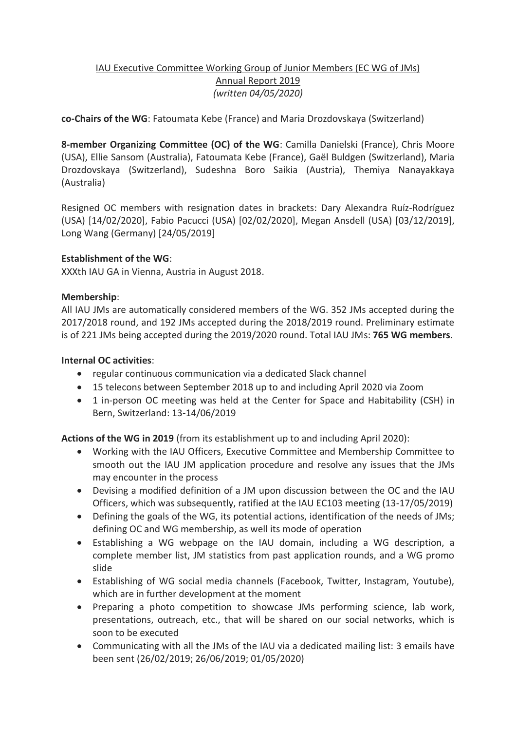IAU Executive Committee Working Group of Junior Members (EC WG of JMs)
Annual Report 2019
*(written 04/05/2020)*

**co-Chairs of the WG**: Fatoumata Kebe (France) and Maria Drozdovskaya (Switzerland)

**8-member Organizing Committee (OC) of the WG**: Camilla Danielski (France), Chris Moore (USA), Ellie Sansom (Australia), Fatoumata Kebe (France), Gaël Buldgen (Switzerland), Maria Drozdovskaya (Switzerland), Sudeshna Boro Saikia (Austria), Themiya Nanayakkaya (Australia)

Resigned OC members with resignation dates in brackets: Dary Alexandra Ruíz-Rodríguez (USA) [14/02/2020], Fabio Pacucci (USA) [02/02/2020], Megan Ansdell (USA) [03/12/2019], Long Wang (Germany) [24/05/2019]

**Establishment of the WG**:
XXXth IAU GA in Vienna, Austria in August 2018.

**Membership**:
All IAU JMs are automatically considered members of the WG. 352 JMs accepted during the 2017/2018 round, and 192 JMs accepted during the 2018/2019 round. Preliminary estimate is of 221 JMs being accepted during the 2019/2020 round. Total IAU JMs: **765 WG members**.

**Internal OC activities**:

- regular continuous communication via a dedicated Slack channel
- 15 telecons between September 2018 up to and including April 2020 via Zoom
- 1 in-person OC meeting was held at the Center for Space and Habitability (CSH) in Bern, Switzerland: 13-14/06/2019

**Actions of the WG in 2019** (from its establishment up to and including April 2020):

- Working with the IAU Officers, Executive Committee and Membership Committee to smooth out the IAU JM application procedure and resolve any issues that the JMs may encounter in the process
- Devising a modified definition of a JM upon discussion between the OC and the IAU Officers, which was subsequently, ratified at the IAU EC103 meeting (13-17/05/2019)
- Defining the goals of the WG, its potential actions, identification of the needs of JMs; defining OC and WG membership, as well its mode of operation
- Establishing a WG webpage on the IAU domain, including a WG description, a complete member list, JM statistics from past application rounds, and a WG promo slide
- Establishing of WG social media channels (Facebook, Twitter, Instagram, Youtube), which are in further development at the moment
- Preparing a photo competition to showcase JMs performing science, lab work, presentations, outreach, etc., that will be shared on our social networks, which is soon to be executed
- Communicating with all the JMs of the IAU via a dedicated mailing list: 3 emails have been sent (26/02/2019; 26/06/2019; 01/05/2020)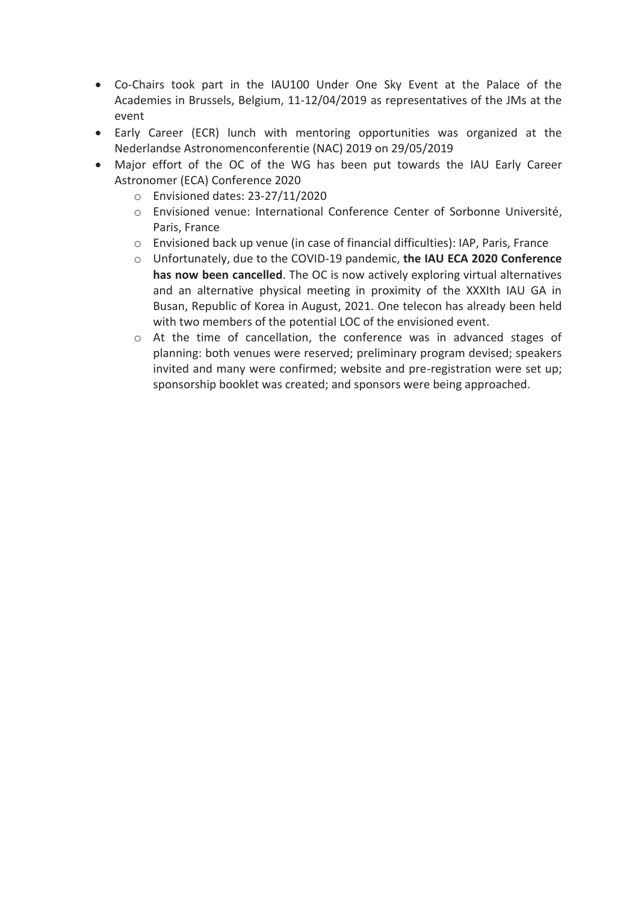- Co-Chairs took part in the IAU100 Under One Sky Event at the Palace of the Academies in Brussels, Belgium, 11-12/04/2019 as representatives of the JMs at the event
- Early Career (ECR) lunch with mentoring opportunities was organized at the Nederlandse Astronomenconferentie (NAC) 2019 on 29/05/2019
- Major effort of the OC of the WG has been put towards the IAU Early Career Astronomer (ECA) Conference 2020
    - Envisioned dates: 23-27/11/2020
    - Envisioned venue: International Conference Center of Sorbonne Université, Paris, France
    - Envisioned back up venue (in case of financial difficulties): IAP, Paris, France
    - Unfortunately, due to the COVID-19 pandemic, **the IAU ECA 2020 Conference has now been cancelled**. The OC is now actively exploring virtual alternatives and an alternative physical meeting in proximity of the XXXIth IAU GA in Busan, Republic of Korea in August, 2021. One telecon has already been held with two members of the potential LOC of the envisioned event.
    - At the time of cancellation, the conference was in advanced stages of planning: both venues were reserved; preliminary program devised; speakers invited and many were confirmed; website and pre-registration were set up; sponsorship booklet was created; and sponsors were being approached.